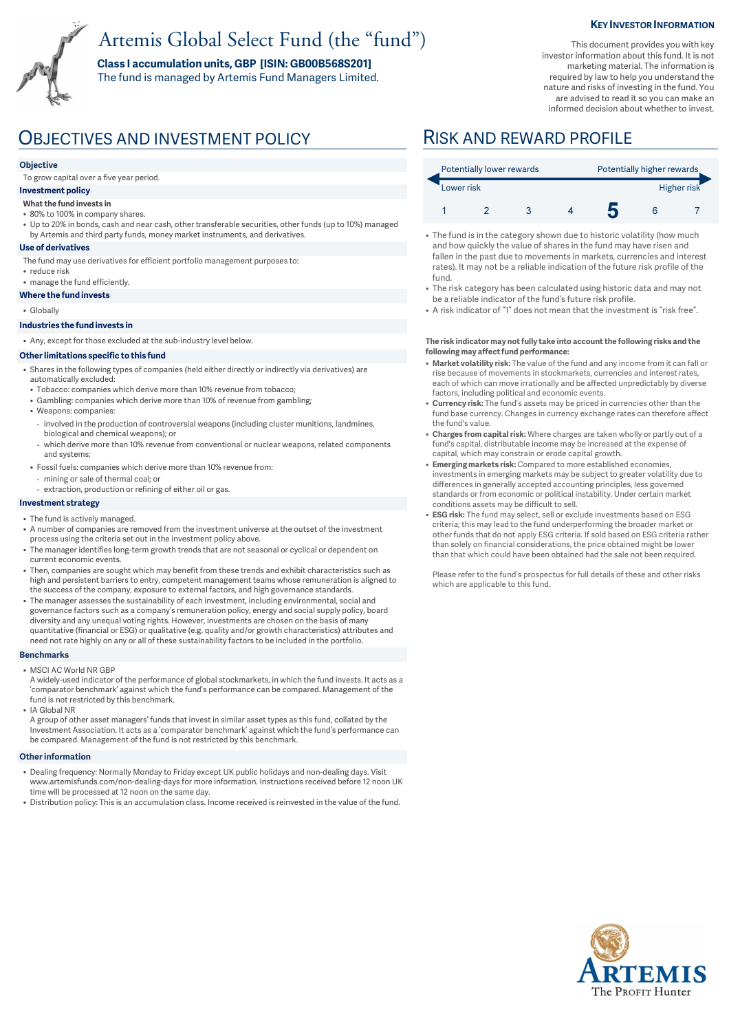**KEY INVESTOR INFORMATION**

This document provides you with key investor information about this fund. It is not marketing material. The information is required by law to help you understand the nature and risks of investing in the fund. You are advised to read it so you can make an informed decision about whether to invest.

# Artemis Global Select Fund (the "fund")

**Class I accumulation units, GBP [ISIN: GB00B568S201]**

The fund is managed by Artemis Fund Managers Limited.

## OBJECTIVES AND INVESTMENT POLICY

**Objective**

To grow capital over a five year period.

**Investment policy**

**What the fund invests in**

- 80% to 100% in company shares.
- Up to 20% in bonds, cash and near cash, other transferable securities, other funds (up to 10%) managed by Artemis and third party funds, money market instruments, and derivatives.

**Use of derivatives**

The fund may use derivatives for efficient portfolio management purposes to:

- reduce risk
- manage the fund efficiently.

**Where the fund invests**

- Globally

**Industries the fund invests in**

- Any, except for those excluded at the sub-industry level below.

**Other limitations specific to this fund**

- Shares in the following types of companies (held either directly or indirectly via derivatives) are automatically excluded:
  - Tobacco: companies which derive more than 10% revenue from tobacco;
  - Gambling: companies which derive more than 10% of revenue from gambling;
  - Weapons: companies:
    - involved in the production of controversial weapons (including cluster munitions, landmines, biological and chemical weapons); or
    - which derive more than 10% revenue from conventional or nuclear weapons, related components and systems;
  - Fossil fuels: companies which derive more than 10% revenue from:
    - mining or sale of thermal coal; or
    - extraction, production or refining of either oil or gas.

**Investment strategy**

- The fund is actively managed.
- A number of companies are removed from the investment universe at the outset of the investment process using the criteria set out in the investment policy above.
- The manager identifies long-term growth trends that are not seasonal or cyclical or dependent on current economic events.
- Then, companies are sought which may benefit from these trends and exhibit characteristics such as high and persistent barriers to entry, competent management teams whose remuneration is aligned to the success of the company, exposure to external factors, and high governance standards.
- The manager assesses the sustainability of each investment, including environmental, social and governance factors such as a company's remuneration policy, energy and social supply policy, board diversity and any unequal voting rights. However, investments are chosen on the basis of many quantitative (financial or ESG) or qualitative (e.g. quality and/or growth characteristics) attributes and need not rate highly on any or all of these sustainability factors to be included in the portfolio.

**Benchmarks**

- MSCI AC World NR GBP
  A widely-used indicator of the performance of global stockmarkets, in which the fund invests. It acts as a 'comparator benchmark' against which the fund's performance can be compared. Management of the fund is not restricted by this benchmark.
- IA Global NR
  A group of other asset managers' funds that invest in similar asset types as this fund, collated by the Investment Association. It acts as a 'comparator benchmark' against which the fund's performance can be compared. Management of the fund is not restricted by this benchmark.

**Other information**

- Dealing frequency: Normally Monday to Friday except UK public holidays and non-dealing days. Visit www.artemisfunds.com/non-dealing-days for more information. Instructions received before 12 noon UK time will be processed at 12 noon on the same day.
- Distribution policy: This is an accumulation class. Income received is reinvested in the value of the fund.

## RISK AND REWARD PROFILE

| Potentially lower rewards | | | | | | Potentially higher rewards |
|---|---|---|---|---|---|---|
| Lower risk | | | | | | Higher risk |
| 1 | 2 | 3 | 4 | **5** | 6 | 7 |

- The fund is in the category shown due to historic volatility (how much and how quickly the value of shares in the fund may have risen and fallen in the past due to movements in markets, currencies and interest rates). It may not be a reliable indication of the future risk profile of the fund.
- The risk category has been calculated using historic data and may not be a reliable indicator of the fund's future risk profile.
- A risk indicator of "1" does not mean that the investment is "risk free".

**The risk indicator may not fully take into account the following risks and the following may affect fund performance:**

- **Market volatility risk:** The value of the fund and any income from it can fall or rise because of movements in stockmarkets, currencies and interest rates, each of which can move irrationally and be affected unpredictably by diverse factors, including political and economic events.
- **Currency risk:** The fund's assets may be priced in currencies other than the fund base currency. Changes in currency exchange rates can therefore affect the fund's value.
- **Charges from capital risk:** Where charges are taken wholly or partly out of a fund's capital, distributable income may be increased at the expense of capital, which may constrain or erode capital growth.
- **Emerging markets risk:** Compared to more established economies, investments in emerging markets may be subject to greater volatility due to differences in generally accepted accounting principles, less governed standards or from economic or political instability. Under certain market conditions assets may be difficult to sell.
- **ESG risk:** The fund may select, sell or exclude investments based on ESG criteria; this may lead to the fund underperforming the broader market or other funds that do not apply ESG criteria. If sold based on ESG criteria rather than solely on financial considerations, the price obtained might be lower than that which could have been obtained had the sale not been required.

Please refer to the fund's prospectus for full details of these and other risks which are applicable to this fund.

ARTEMIS
The PROFIT Hunter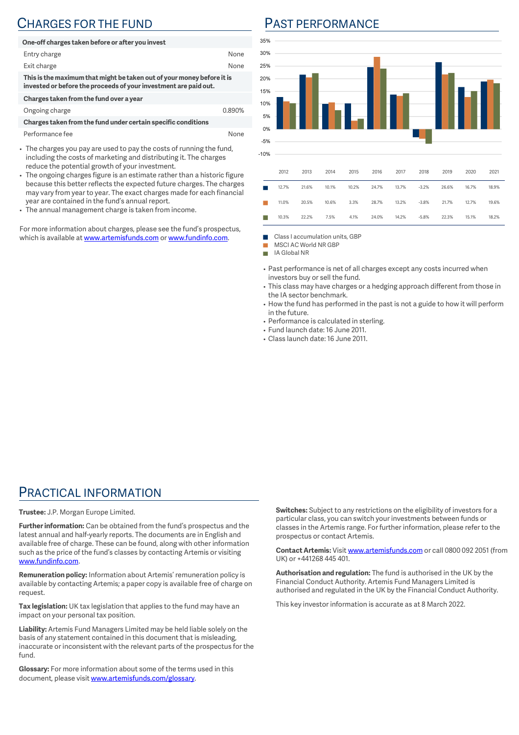# CHARGES FOR THE FUND

| | |
|---|---|
| **One-off charges taken before or after you invest** | |
| Entry charge | None |
| Exit charge | None |
| **This is the maximum that might be taken out of your money before it is invested or before the proceeds of your investment are paid out.** | |
| **Charges taken from the fund over a year** | |
| Ongoing charge | 0.890% |
| **Charges taken from the fund under certain specific conditions** | |
| Performance fee | None |

- The charges you pay are used to pay the costs of running the fund, including the costs of marketing and distributing it. The charges reduce the potential growth of your investment.
- The ongoing charges figure is an estimate rather than a historic figure because this better reflects the expected future charges. The charges may vary from year to year. The exact charges made for each financial year are contained in the fund's annual report.
- The annual management charge is taken from income.

For more information about charges, please see the fund's prospectus, which is available at www.artemisfunds.com or www.fundinfo.com.

# PAST PERFORMANCE

35%
30%
25%
20%
15%
10%
5%
0%
-5%
-10%

2012 2013 2014 2015 2016 2017 2018 2019 2020 2021

12.7% 21.6% 10.1% 10.2% 24.7% 13.7% -3.2% 26.6% 16.7% 18.9%

11.0% 20.5% 10.6% 3.3% 28.7% 13.2% -3.8% 21.7% 12.7% 19.6%

10.3% 22.2% 7.5% 4.1% 24.0% 14.2% -5.8% 22.3% 15.1% 18.2%

Class I accumulation units, GBP

MSCI AC World NR GBP

IA Global NR

- Past performance is net of all charges except any costs incurred when investors buy or sell the fund.
- This class may have charges or a hedging approach different from those in the IA sector benchmark.
- How the fund has performed in the past is not a guide to how it will perform in the future.
- Performance is calculated in sterling.
- Fund launch date: 16 June 2011.
- Class launch date: 16 June 2011.

# PRACTICAL INFORMATION

**Trustee:** J.P. Morgan Europe Limited.

**Further information:** Can be obtained from the fund's prospectus and the latest annual and half-yearly reports. The documents are in English and available free of charge. These can be found, along with other information such as the price of the fund's classes by contacting Artemis or visiting www.fundinfo.com.

**Remuneration policy:** Information about Artemis' remuneration policy is available by contacting Artemis; a paper copy is available free of charge on request.

**Tax legislation:** UK tax legislation that applies to the fund may have an impact on your personal tax position.

**Liability:** Artemis Fund Managers Limited may be held liable solely on the basis of any statement contained in this document that is misleading, inaccurate or inconsistent with the relevant parts of the prospectus for the fund.

**Glossary:** For more information about some of the terms used in this document, please visit www.artemisfunds.com/glossary.

**Switches:** Subject to any restrictions on the eligibility of investors for a particular class, you can switch your investments between funds or classes in the Artemis range. For further information, please refer to the prospectus or contact Artemis.

**Contact Artemis:** Visit www.artemisfunds.com or call 0800 092 2051 (from UK) or +441268 445 401.

**Authorisation and regulation:** The fund is authorised in the UK by the Financial Conduct Authority. Artemis Fund Managers Limited is authorised and regulated in the UK by the Financial Conduct Authority.

This key investor information is accurate as at 8 March 2022.